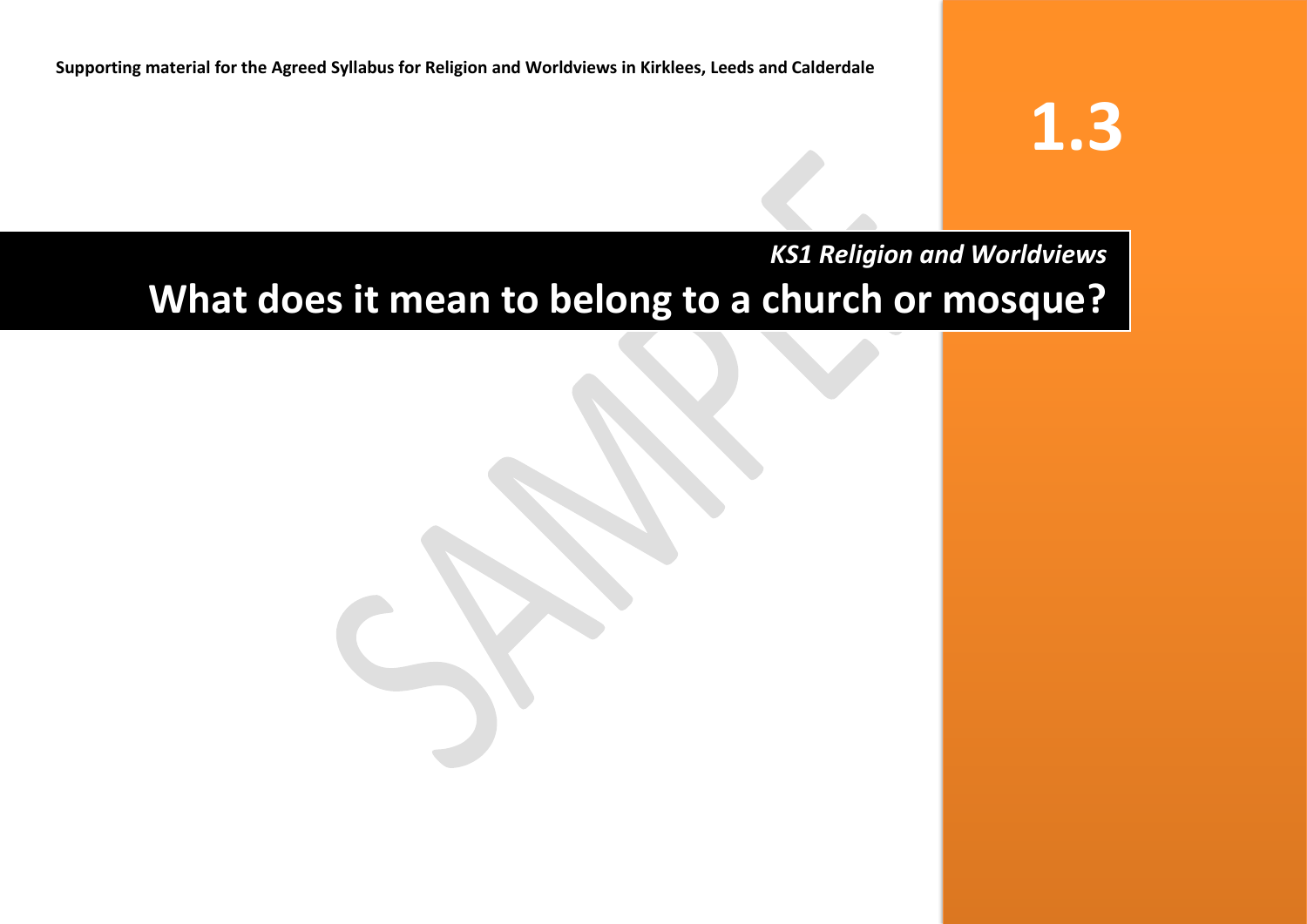Supporting material for the Agreed Syllabus for Religion and Worldviews in Kirklees, Leeds and Calderdale

# 1.3

*KS1 Religion and Worldviews*

# What does it mean to belong to a church or mosque?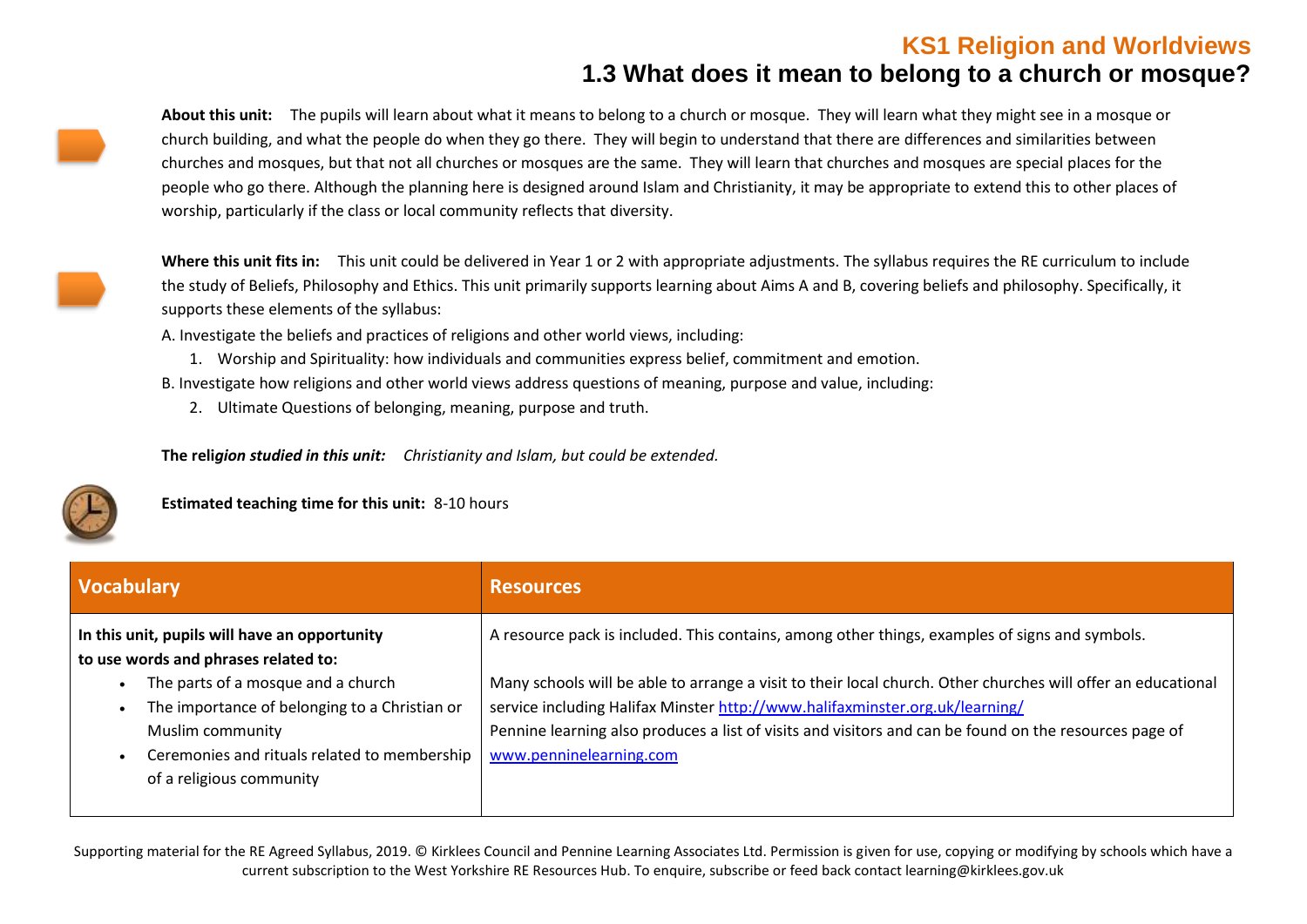KS1 Religion and Worldviews

# 1.3 What does it mean to belong to a church or mosque?

**About this unit:** The pupils will learn about what it means to belong to a church or mosque. They will learn what they might see in a mosque or church building, and what the people do when they go there. They will begin to understand that there are differences and similarities between churches and mosques, but that not all churches or mosques are the same. They will learn that churches and mosques are special places for the people who go there. Although the planning here is designed around Islam and Christianity, it may be appropriate to extend this to other places of worship, particularly if the class or local community reflects that diversity.

**Where this unit fits in:** This unit could be delivered in Year 1 or 2 with appropriate adjustments. The syllabus requires the RE curriculum to include the study of Beliefs, Philosophy and Ethics. This unit primarily supports learning about Aims A and B, covering beliefs and philosophy. Specifically, it supports these elements of the syllabus:

A. Investigate the beliefs and practices of religions and other world views, including:

1. Worship and Spirituality: how individuals and communities express belief, commitment and emotion.

B. Investigate how religions and other world views address questions of meaning, purpose and value, including:

2. Ultimate Questions of belonging, meaning, purpose and truth.

**The religion studied in this unit:** *Christianity and Islam, but could be extended.*

**Estimated teaching time for this unit:** 8-10 hours

| Vocabulary | Resources |
|---|---|
| **In this unit, pupils will have an opportunity to use words and phrases related to:**<br>• The parts of a mosque and a church<br>• The importance of belonging to a Christian or Muslim community<br>• Ceremonies and rituals related to membership of a religious community | A resource pack is included. This contains, among other things, examples of signs and symbols.<br><br>Many schools will be able to arrange a visit to their local church. Other churches will offer an educational service including Halifax Minster http://www.halifaxminster.org.uk/learning/<br>Pennine learning also produces a list of visits and visitors and can be found on the resources page of www.penninelearning.com |

Supporting material for the RE Agreed Syllabus, 2019. © Kirklees Council and Pennine Learning Associates Ltd. Permission is given for use, copying or modifying by schools which have a current subscription to the West Yorkshire RE Resources Hub. To enquire, subscribe or feed back contact learning@kirklees.gov.uk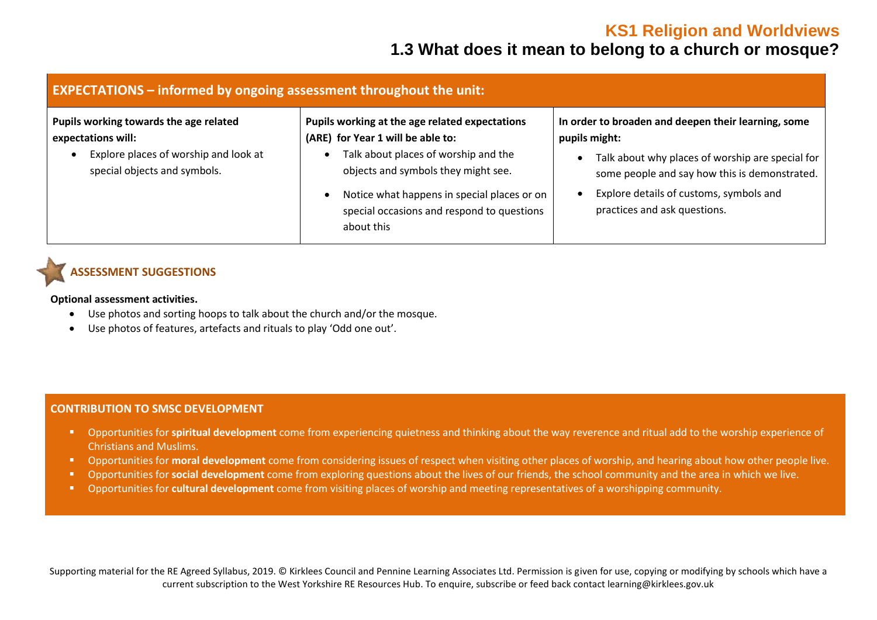# KS1 Religion and Worldviews

## 1.3 What does it mean to belong to a church or mosque?

| EXPECTATIONS – informed by ongoing assessment throughout the unit: | | |
|---|---|---|
| **Pupils working towards the age related expectations will:**<br>• Explore places of worship and look at special objects and symbols. | **Pupils working at the age related expectations (ARE) for Year 1 will be able to:**<br>• Talk about places of worship and the objects and symbols they might see.<br>• Notice what happens in special places or on special occasions and respond to questions about this | **In order to broaden and deepen their learning, some pupils might:**<br>• Talk about why places of worship are special for some people and say how this is demonstrated.<br>• Explore details of customs, symbols and practices and ask questions. |

### ASSESSMENT SUGGESTIONS

**Optional assessment activities.**

- Use photos and sorting hoops to talk about the church and/or the mosque.
- Use photos of features, artefacts and rituals to play 'Odd one out'.

### CONTRIBUTION TO SMSC DEVELOPMENT

- Opportunities for **spiritual development** come from experiencing quietness and thinking about the way reverence and ritual add to the worship experience of Christians and Muslims.
- Opportunities for **moral development** come from considering issues of respect when visiting other places of worship, and hearing about how other people live.
- Opportunities for **social development** come from exploring questions about the lives of our friends, the school community and the area in which we live.
- Opportunities for **cultural development** come from visiting places of worship and meeting representatives of a worshipping community.

Supporting material for the RE Agreed Syllabus, 2019. © Kirklees Council and Pennine Learning Associates Ltd. Permission is given for use, copying or modifying by schools which have a current subscription to the West Yorkshire RE Resources Hub. To enquire, subscribe or feed back contact learning@kirklees.gov.uk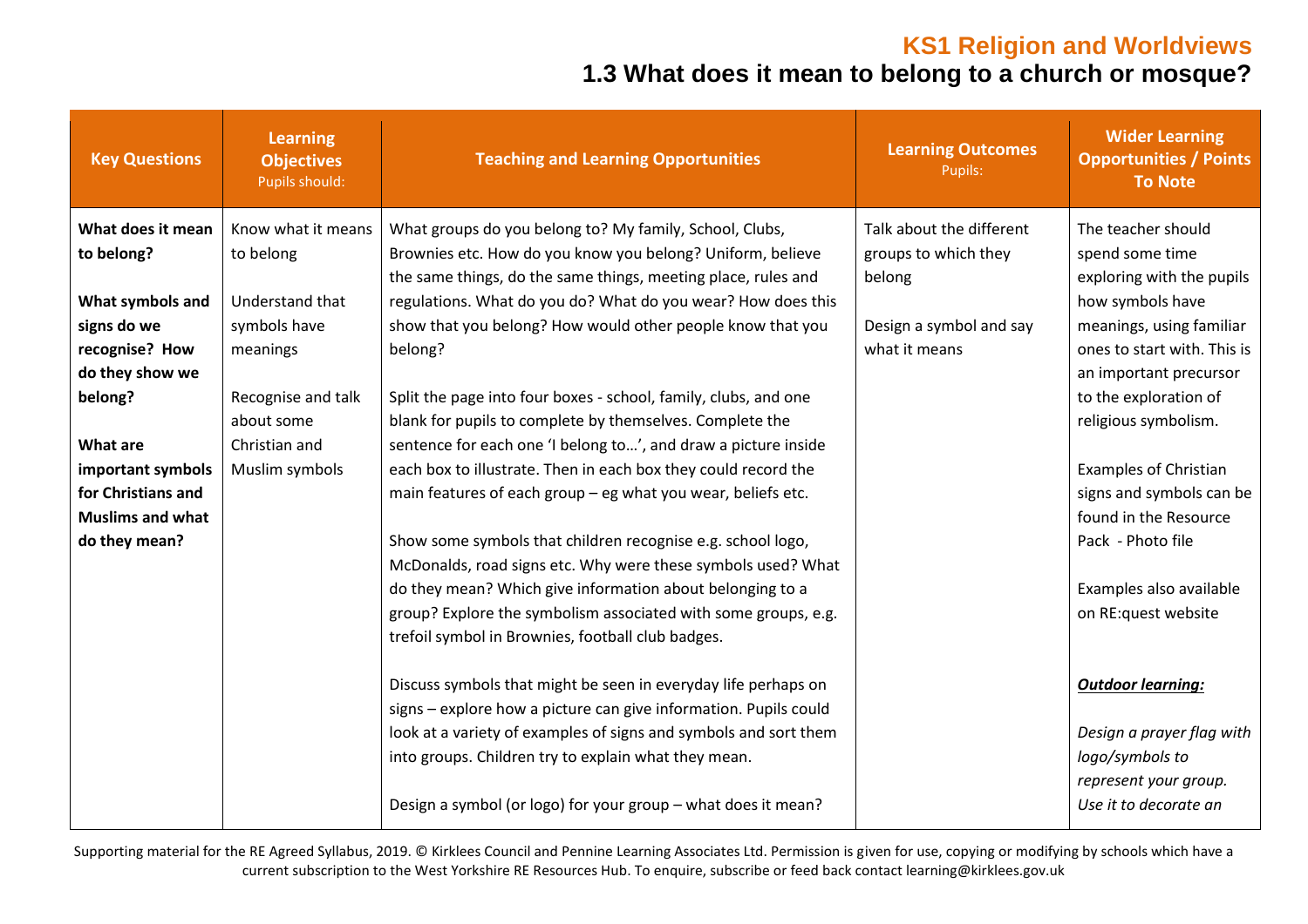## KS1 Religion and Worldviews

# 1.3 What does it mean to belong to a church or mosque?

| Key Questions | Learning Objectives<br>Pupils should: | Teaching and Learning Opportunities | Learning Outcomes<br>Pupils: | Wider Learning Opportunities / Points To Note |
|---|---|---|---|---|
| **What does it mean to belong?**<br><br>**What symbols and signs do we recognise? How do they show we belong?**<br><br>**What are important symbols for Christians and Muslims and what do they mean?** | Know what it means to belong<br><br>Understand that symbols have meanings<br><br>Recognise and talk about some Christian and Muslim symbols | What groups do you belong to? My family, School, Clubs, Brownies etc. How do you know you belong? Uniform, believe the same things, do the same things, meeting place, rules and regulations. What do you do? What do you wear? How does this show that you belong? How would other people know that you belong?<br><br>Split the page into four boxes - school, family, clubs, and one blank for pupils to complete by themselves. Complete the sentence for each one 'I belong to…', and draw a picture inside each box to illustrate. Then in each box they could record the main features of each group – eg what you wear, beliefs etc.<br><br>Show some symbols that children recognise e.g. school logo, McDonalds, road signs etc. Why were these symbols used? What do they mean? Which give information about belonging to a group? Explore the symbolism associated with some groups, e.g. trefoil symbol in Brownies, football club badges.<br><br>Discuss symbols that might be seen in everyday life perhaps on signs – explore how a picture can give information. Pupils could look at a variety of examples of signs and symbols and sort them into groups. Children try to explain what they mean.<br><br>Design a symbol (or logo) for your group – what does it mean? | Talk about the different groups to which they belong<br><br>Design a symbol and say what it means | The teacher should spend some time exploring with the pupils how symbols have meanings, using familiar ones to start with. This is an important precursor to the exploration of religious symbolism.<br><br>Examples of Christian signs and symbols can be found in the Resource Pack - Photo file<br><br>Examples also available on RE:quest website<br><br>***Outdoor learning:***<br><br>*Design a prayer flag with logo/symbols to represent your group. Use it to decorate an* |

Supporting material for the RE Agreed Syllabus, 2019. © Kirklees Council and Pennine Learning Associates Ltd. Permission is given for use, copying or modifying by schools which have a current subscription to the West Yorkshire RE Resources Hub. To enquire, subscribe or feed back contact learning@kirklees.gov.uk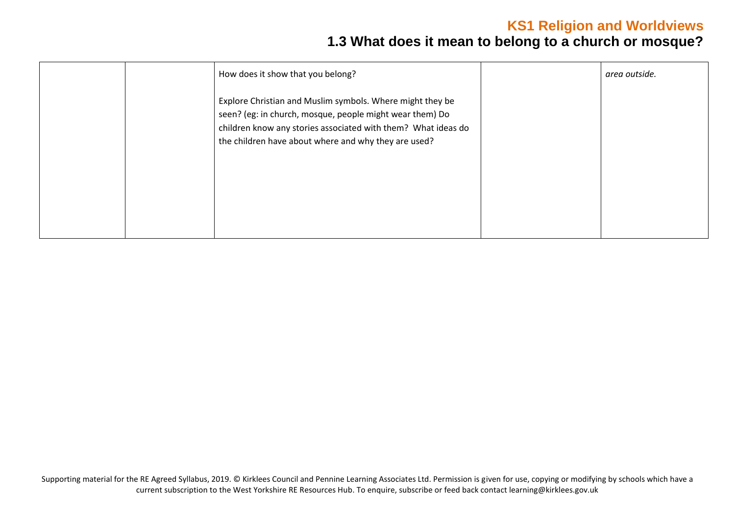| | | | | |
|---|---|---|---|---|
| | | How does it show that you belong?<br><br>Explore Christian and Muslim symbols. Where might they be seen? (eg: in church, mosque, people might wear them) Do children know any stories associated with them? What ideas do the children have about where and why they are used? | | *area outside.* |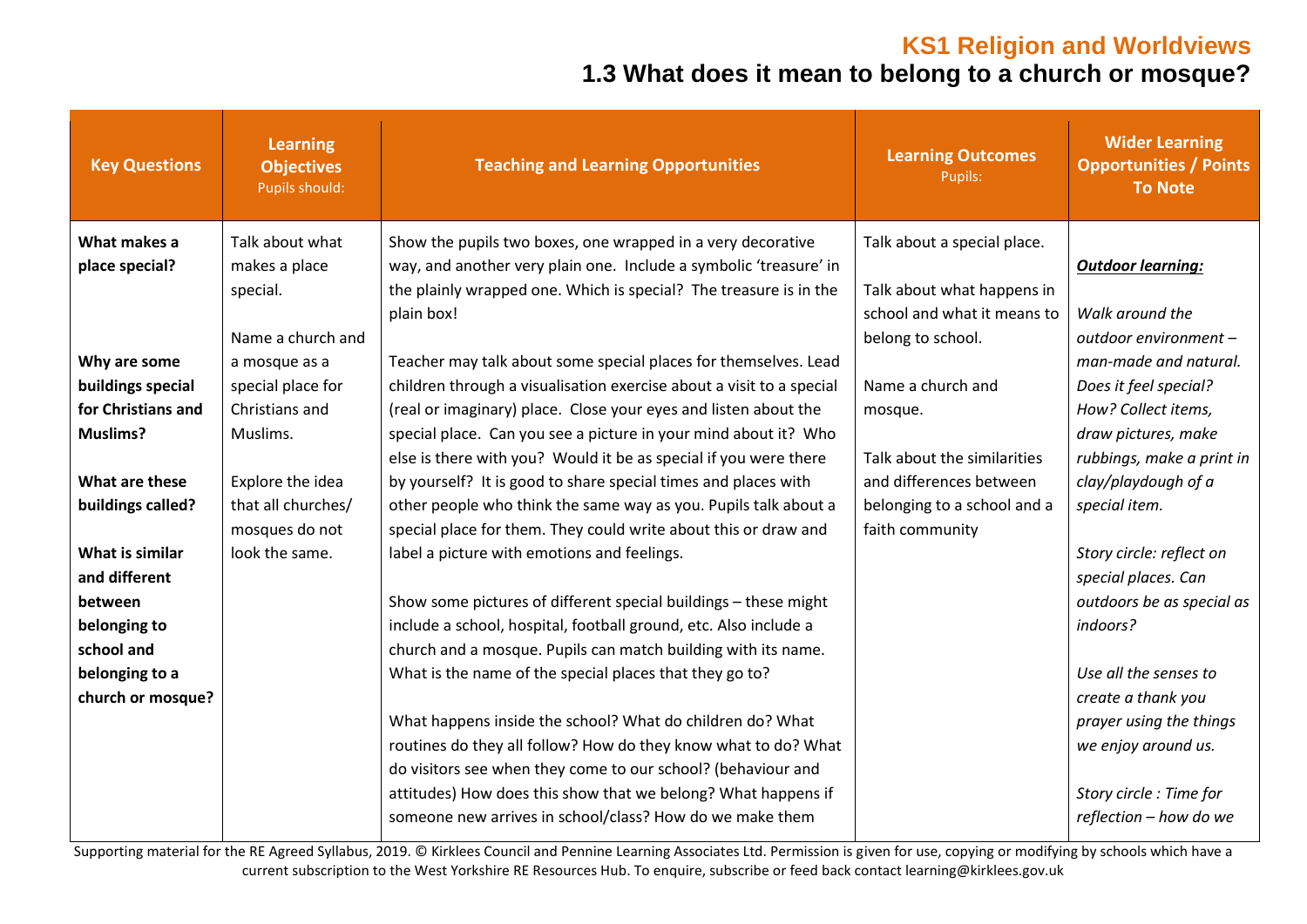## KS1 Religion and Worldviews

# 1.3 What does it mean to belong to a church or mosque?

| Key Questions | Learning Objectives<br>Pupils should: | Teaching and Learning Opportunities | Learning Outcomes<br>Pupils: | Wider Learning Opportunities / Points To Note |
|---|---|---|---|---|
| **What makes a place special?**<br><br>**Why are some buildings special for Christians and Muslims?**<br><br>**What are these buildings called?**<br><br>**What is similar and different between belonging to school and belonging to a church or mosque?** | Talk about what makes a place special.<br><br>Name a church and a mosque as a special place for Christians and Muslims.<br><br>Explore the idea that all churches/ mosques do not look the same. | Show the pupils two boxes, one wrapped in a very decorative way, and another very plain one. Include a symbolic 'treasure' in the plainly wrapped one. Which is special? The treasure is in the plain box!<br><br>Teacher may talk about some special places for themselves. Lead children through a visualisation exercise about a visit to a special (real or imaginary) place. Close your eyes and listen about the special place. Can you see a picture in your mind about it? Who else is there with you? Would it be as special if you were there by yourself? It is good to share special times and places with other people who think the same way as you. Pupils talk about a special place for them. They could write about this or draw and label a picture with emotions and feelings.<br><br>Show some pictures of different special buildings – these might include a school, hospital, football ground, etc. Also include a church and a mosque. Pupils can match building with its name. What is the name of the special places that they go to?<br><br>What happens inside the school? What do children do? What routines do they all follow? How do they know what to do? What do visitors see when they come to our school? (behaviour and attitudes) How does this show that we belong? What happens if someone new arrives in school/class? How do we make them | Talk about a special place.<br><br>Talk about what happens in school and what it means to belong to school.<br><br>Name a church and mosque.<br><br>Talk about the similarities and differences between belonging to a school and a faith community | ***Outdoor learning:***<br><br>*Walk around the outdoor environment – man-made and natural. Does it feel special? How? Collect items, draw pictures, make rubbings, make a print in clay/playdough of a special item.*<br><br>*Story circle: reflect on special places. Can outdoors be as special as indoors?*<br><br>*Use all the senses to create a thank you prayer using the things we enjoy around us.*<br><br>*Story circle : Time for reflection – how do we* |

Supporting material for the RE Agreed Syllabus, 2019. © Kirklees Council and Pennine Learning Associates Ltd. Permission is given for use, copying or modifying by schools which have a current subscription to the West Yorkshire RE Resources Hub. To enquire, subscribe or feed back contact learning@kirklees.gov.uk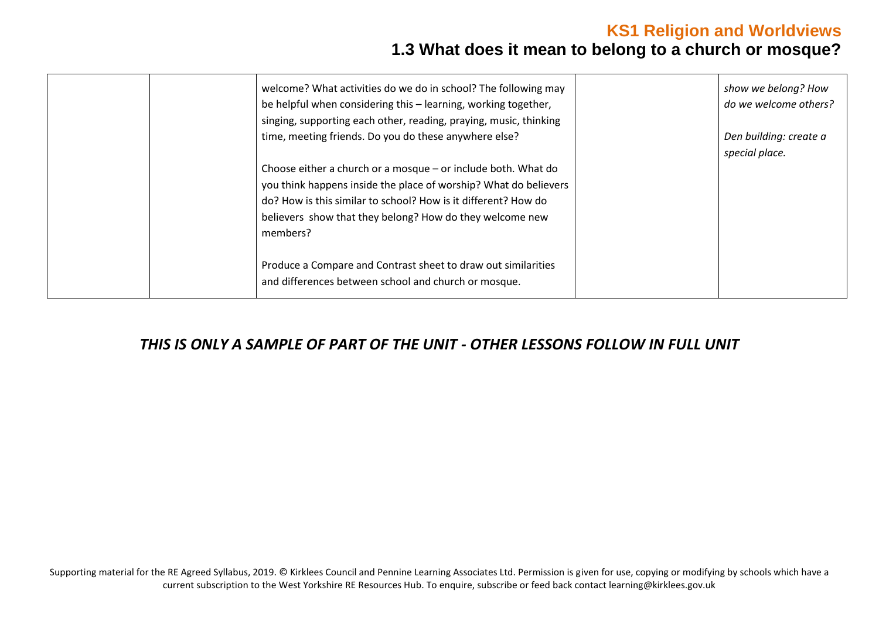| | | | | |
|---|---|---|---|---|
| | | welcome? What activities do we do in school? The following may be helpful when considering this – learning, working together, singing, supporting each other, reading, praying, music, thinking time, meeting friends. Do you do these anywhere else?<br><br>Choose either a church or a mosque – or include both. What do you think happens inside the place of worship? What do believers do? How is this similar to school? How is it different? How do believers show that they belong? How do they welcome new members?<br><br>Produce a Compare and Contrast sheet to draw out similarities and differences between school and church or mosque. | | *show we belong? How do we welcome others?*<br><br>*Den building: create a special place.* |

***THIS IS ONLY A SAMPLE OF PART OF THE UNIT - OTHER LESSONS FOLLOW IN FULL UNIT***

Supporting material for the RE Agreed Syllabus, 2019. © Kirklees Council and Pennine Learning Associates Ltd. Permission is given for use, copying or modifying by schools which have a current subscription to the West Yorkshire RE Resources Hub. To enquire, subscribe or feed back contact learning@kirklees.gov.uk